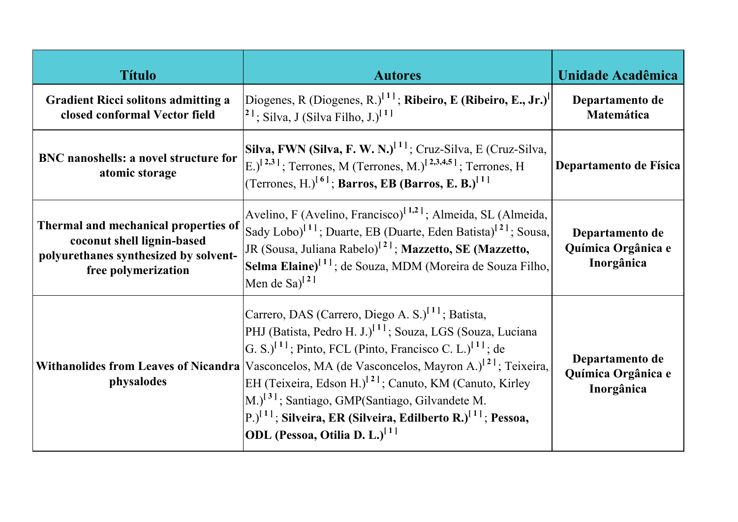| Título | Autores | Unidade Acadêmica |
| --- | --- | --- |
| **Gradient Ricci solitons admitting a closed conformal Vector field** | Diogenes, R (Diogenes, R.)[1]; **Ribeiro, E (Ribeiro, E., Jr.)**[2]; Silva, J (Silva Filho, J.)[1] | **Departamento de Matemática** |
| **BNC nanoshells: a novel structure for atomic storage** | **Silva, FWN (Silva, F. W. N.)**[1]; Cruz-Silva, E (Cruz-Silva, E.)[2,3]; Terrones, M (Terrones, M.)[2,3,4,5]; Terrones, H (Terrones, H.)[6]; **Barros, EB (Barros, E. B.)**[1] | **Departamento de Física** |
| **Thermal and mechanical properties of coconut shell lignin-based polyurethanes synthesized by solvent-free polymerization** | Avelino, F (Avelino, Francisco)[1,2]; Almeida, SL (Almeida, Sady Lobo)[1]; Duarte, EB (Duarte, Eden Batista)[2]; Sousa, JR (Sousa, Juliana Rabelo)[2]; **Mazzetto, SE (Mazzetto, Selma Elaine)**[1]; de Souza, MDM (Moreira de Souza Filho, Men de Sa)[2] | **Departamento de Química Orgânica e Inorgânica** |
| **Withanolides from Leaves of Nicandra physalodes** | Carrero, DAS (Carrero, Diego A. S.)[1]; Batista, PHJ (Batista, Pedro H. J.)[1]; Souza, LGS (Souza, Luciana G. S.)[1]; Pinto, FCL (Pinto, Francisco C. L.)[1]; de Vasconcelos, MA (de Vasconcelos, Mayron A.)[2]; Teixeira, EH (Teixeira, Edson H.)[2]; Canuto, KM (Canuto, Kirley M.)[3]; Santiago, GMP(Santiago, Gilvandete M. P.)[1]; **Silveira, ER (Silveira, Edilberto R.)**[1]; **Pessoa, ODL (Pessoa, Otilia D. L.)**[1] | **Departamento de Química Orgânica e Inorgânica** |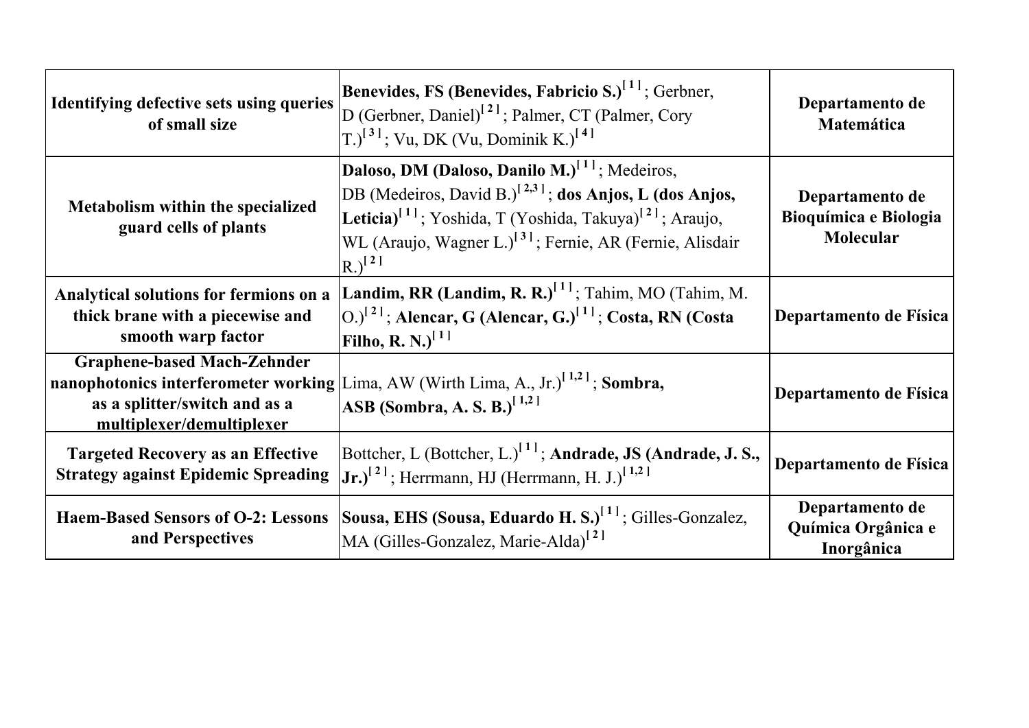| | | |
|---|---|---|
| **Identifying defective sets using queries of small size** | **Benevides, FS (Benevides, Fabricio S.)**[1]; Gerbner, D (Gerbner, Daniel)[2]; Palmer, CT (Palmer, Cory T.)[3]; Vu, DK (Vu, Dominik K.)[4] | **Departamento de Matemática** |
| **Metabolism within the specialized guard cells of plants** | **Daloso, DM (Daloso, Danilo M.)**[1]; Medeiros, DB (Medeiros, David B.)[2,3]; **dos Anjos, L (dos Anjos, Leticia)**[1]; Yoshida, T (Yoshida, Takuya)[2]; Araujo, WL (Araujo, Wagner L.)[3]; Fernie, AR (Fernie, Alisdair R.)[2] | **Departamento de Bioquímica e Biologia Molecular** |
| **Analytical solutions for fermions on a thick brane with a piecewise and smooth warp factor** | **Landim, RR (Landim, R. R.)**[1]; Tahim, MO (Tahim, M. O.)[2]; **Alencar, G (Alencar, G.)**[1]; **Costa, RN (Costa Filho, R. N.)**[1] | **Departamento de Física** |
| **Graphene-based Mach-Zehnder nanophotonics interferometer working as a splitter/switch and as a multiplexer/demultiplexer** | Lima, AW (Wirth Lima, A., Jr.)[1,2]; **Sombra, ASB (Sombra, A. S. B.)**[1,2] | **Departamento de Física** |
| **Targeted Recovery as an Effective Strategy against Epidemic Spreading** | Bottcher, L (Bottcher, L.)[1]; **Andrade, JS (Andrade, J. S., Jr.)**[2]; Herrmann, HJ (Herrmann, H. J.)[1,2] | **Departamento de Física** |
| **Haem-Based Sensors of O-2: Lessons and Perspectives** | **Sousa, EHS (Sousa, Eduardo H. S.)**[1]; Gilles-Gonzalez, MA (Gilles-Gonzalez, Marie-Alda)[2] | **Departamento de Química Orgânica e Inorgânica** |